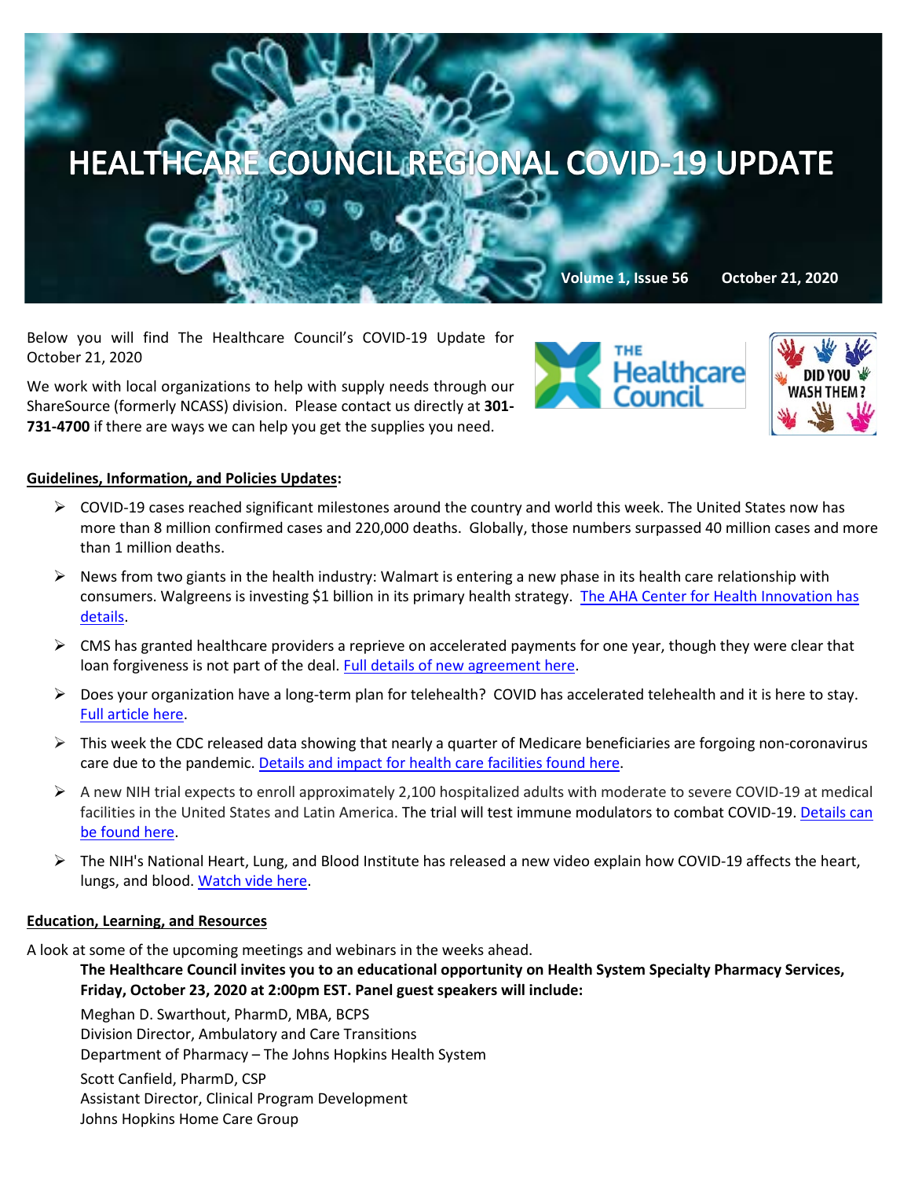# HEALTHCARE COUNCIL REGIONAL COVID-19 UPDATE

**Volume 1, Issue 56 October 21, 2020**

Below you will find The Healthcare Council's COVID-19 Update for October 21, 2020

We work with local organizations to help with supply needs through our ShareSource (formerly NCASS) division. Please contact us directly at **301-731-4700** if there are ways we can help you get the supplies you need.

**Guidelines, Information, and Policies Updates:**

- COVID-19 cases reached significant milestones around the country and world this week. The United States now has more than 8 million confirmed cases and 220,000 deaths. Globally, those numbers surpassed 40 million cases and more than 1 million deaths.
- News from two giants in the health industry: Walmart is entering a new phase in its health care relationship with consumers. Walgreens is investing $1 billion in its primary health strategy. The AHA Center for Health Innovation has details.
- CMS has granted healthcare providers a reprieve on accelerated payments for one year, though they were clear that loan forgiveness is not part of the deal. Full details of new agreement here.
- Does your organization have a long-term plan for telehealth? COVID has accelerated telehealth and it is here to stay. Full article here.
- This week the CDC released data showing that nearly a quarter of Medicare beneficiaries are forgoing non-coronavirus care due to the pandemic. Details and impact for health care facilities found here.
- A new NIH trial expects to enroll approximately 2,100 hospitalized adults with moderate to severe COVID-19 at medical facilities in the United States and Latin America. The trial will test immune modulators to combat COVID-19. Details can be found here.
- The NIH's National Heart, Lung, and Blood Institute has released a new video explain how COVID-19 affects the heart, lungs, and blood. Watch vide here.

**Education, Learning, and Resources**

A look at some of the upcoming meetings and webinars in the weeks ahead.

**The Healthcare Council invites you to an educational opportunity on Health System Specialty Pharmacy Services, Friday, October 23, 2020 at 2:00pm EST. Panel guest speakers will include:**

Meghan D. Swarthout, PharmD, MBA, BCPS
Division Director, Ambulatory and Care Transitions
Department of Pharmacy – The Johns Hopkins Health System

Scott Canfield, PharmD, CSP
Assistant Director, Clinical Program Development
Johns Hopkins Home Care Group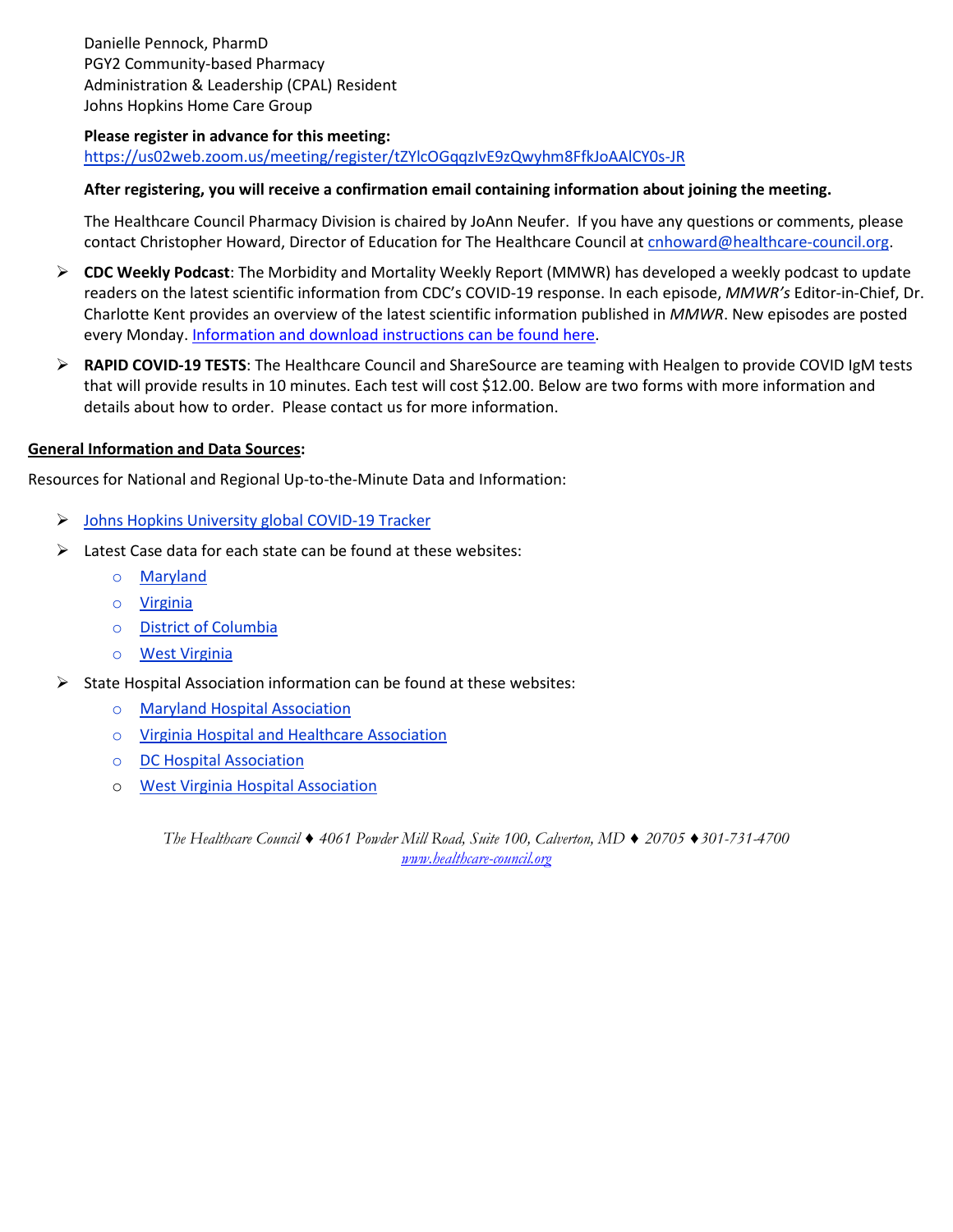Danielle Pennock, PharmD
PGY2 Community-based Pharmacy
Administration & Leadership (CPAL) Resident
Johns Hopkins Home Care Group

**Please register in advance for this meeting:**
https://us02web.zoom.us/meeting/register/tZYlcOGqqzIvE9zQwyhm8FfkJoAAlCY0s-JR

**After registering, you will receive a confirmation email containing information about joining the meeting.**

The Healthcare Council Pharmacy Division is chaired by JoAnn Neufer. If you have any questions or comments, please contact Christopher Howard, Director of Education for The Healthcare Council at cnhoward@healthcare-council.org.

- **CDC Weekly Podcast**: The Morbidity and Mortality Weekly Report (MMWR) has developed a weekly podcast to update readers on the latest scientific information from CDC's COVID-19 response. In each episode, *MMWR's* Editor-in-Chief, Dr. Charlotte Kent provides an overview of the latest scientific information published in *MMWR*. New episodes are posted every Monday. Information and download instructions can be found here.
- **RAPID COVID-19 TESTS**: The Healthcare Council and ShareSource are teaming with Healgen to provide COVID IgM tests that will provide results in 10 minutes. Each test will cost $12.00. Below are two forms with more information and details about how to order. Please contact us for more information.

**General Information and Data Sources:**

Resources for National and Regional Up-to-the-Minute Data and Information:

- Johns Hopkins University global COVID-19 Tracker
- Latest Case data for each state can be found at these websites:
  - Maryland
  - Virginia
  - District of Columbia
  - West Virginia
- State Hospital Association information can be found at these websites:
  - Maryland Hospital Association
  - Virginia Hospital and Healthcare Association
  - DC Hospital Association
  - West Virginia Hospital Association

*The Healthcare Council ♦ 4061 Powder Mill Road, Suite 100, Calverton, MD ♦ 20705 ♦301-731-4700*
*www.healthcare-council.org*